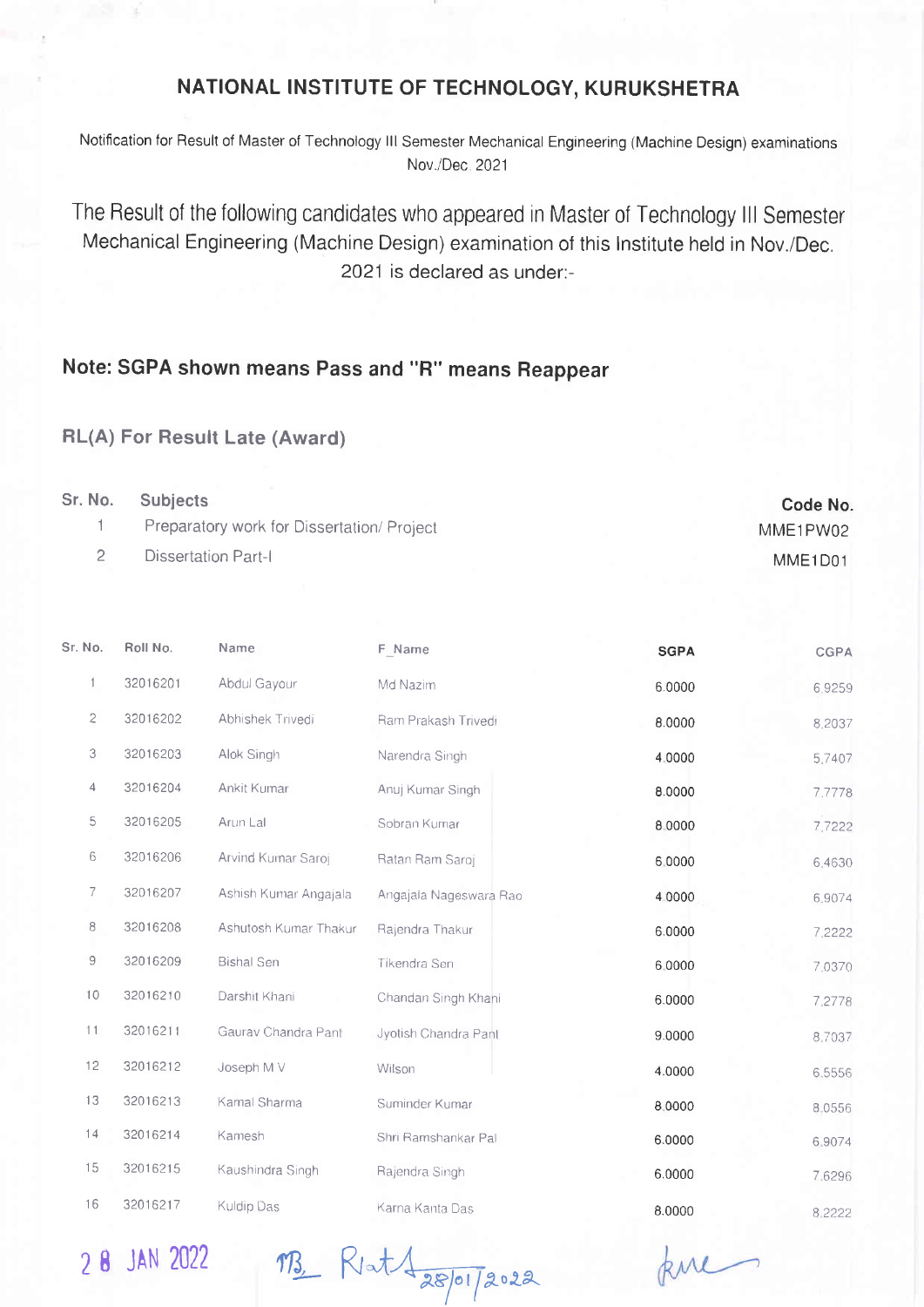## NATIONAL INSTITUTE OF TECHNOLOGY, KURUKSHETRA

Notification for Result of Master of Technology III Semester Mechanical Engineering (Machine Design) examinations Nov./Dec. 2021

The Result of the following candidates who appeared in Master of Technology III Semester Mechanical Engineering (Machine Design) examination of this Institute held in Nov./Dec. 2021 is declared as under:-

### Note: SGPA shown means Pass and "R" means Reappear

### RL(A) For Result Late (Award)

| Sr. No. | Subjects | Code No. |
|---|---|---|
| 1 | Preparatory work for Dissertation/ Project | MME1PW02 |
| 2 | Dissertation Part-I | MME1D01 |

| Sr. No. | Roll No. | Name | F_Name | SGPA | CGPA |
|---|---|---|---|---|---|
| 1 | 32016201 | Abdul Gayour | Md Nazim | 6.0000 | 6.9259 |
| 2 | 32016202 | Abhishek Trivedi | Ram Prakash Trivedi | 8.0000 | 8.2037 |
| 3 | 32016203 | Alok Singh | Narendra Singh | 4.0000 | 5.7407 |
| 4 | 32016204 | Ankit Kumar | Anuj Kumar Singh | 8.0000 | 7.7778 |
| 5 | 32016205 | Arun Lal | Sobran Kumar | 8.0000 | 7.7222 |
| 6 | 32016206 | Arvind Kumar Saroj | Ratan Ram Saroj | 6.0000 | 6.4630 |
| 7 | 32016207 | Ashish Kumar Angajala | Angajala Nageswara Rao | 4.0000 | 6.9074 |
| 8 | 32016208 | Ashutosh Kumar Thakur | Rajendra Thakur | 6.0000 | 7.2222 |
| 9 | 32016209 | Bishal Sen | Tikendra Sen | 6.0000 | 7.0370 |
| 10 | 32016210 | Darshit Khani | Chandan Singh Khani | 6.0000 | 7.2778 |
| 11 | 32016211 | Gaurav Chandra Pant | Jyotish Chandra Pant | 9.0000 | 8.7037 |
| 12 | 32016212 | Joseph M V | Wilson | 4.0000 | 6.5556 |
| 13 | 32016213 | Kamal Sharma | Suminder Kumar | 8.0000 | 8.0556 |
| 14 | 32016214 | Kamesh | Shri Ramshankar Pal | 6.0000 | 6.9074 |
| 15 | 32016215 | Kaushindra Singh | Rajendra Singh | 6.0000 | 7.6296 |
| 16 | 32016217 | Kuldip Das | Karna Kanta Das | 8.0000 | 8.2222 |

28 JAN 2022 28/01/2022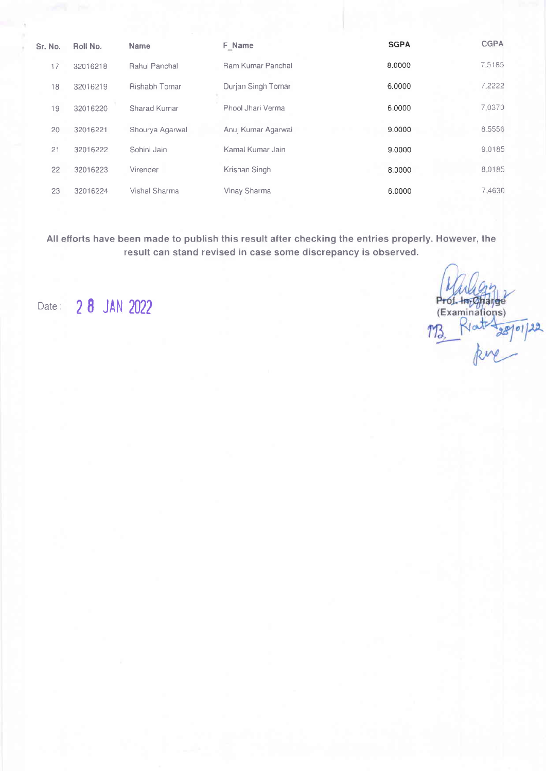| Sr. No. | Roll No. | Name | F_Name | SGPA | CGPA |
|---|---|---|---|---|---|
| 17 | 32016218 | Rahul Panchal | Ram Kumar Panchal | 8.0000 | 7.5185 |
| 18 | 32016219 | Rishabh Tomar | Durjan Singh Tomar | 6.0000 | 7.2222 |
| 19 | 32016220 | Sharad Kumar | Phool Jhari Verma | 6.0000 | 7.0370 |
| 20 | 32016221 | Shourya Agarwal | Anuj Kumar Agarwal | 9.0000 | 8.5556 |
| 21 | 32016222 | Sohini Jain | Kamal Kumar Jain | 9.0000 | 9.0185 |
| 22 | 32016223 | Virender | Krishan Singh | 8.0000 | 8.0185 |
| 23 | 32016224 | Vishal Sharma | Vinay Sharma | 6.0000 | 7.4630 |

**All efforts have been made to publish this result after checking the entries properly. However, the result can stand revised in case some discrepancy is observed.**

Date : 28 JAN 2022

Prof. In-Charge
(Examinations)